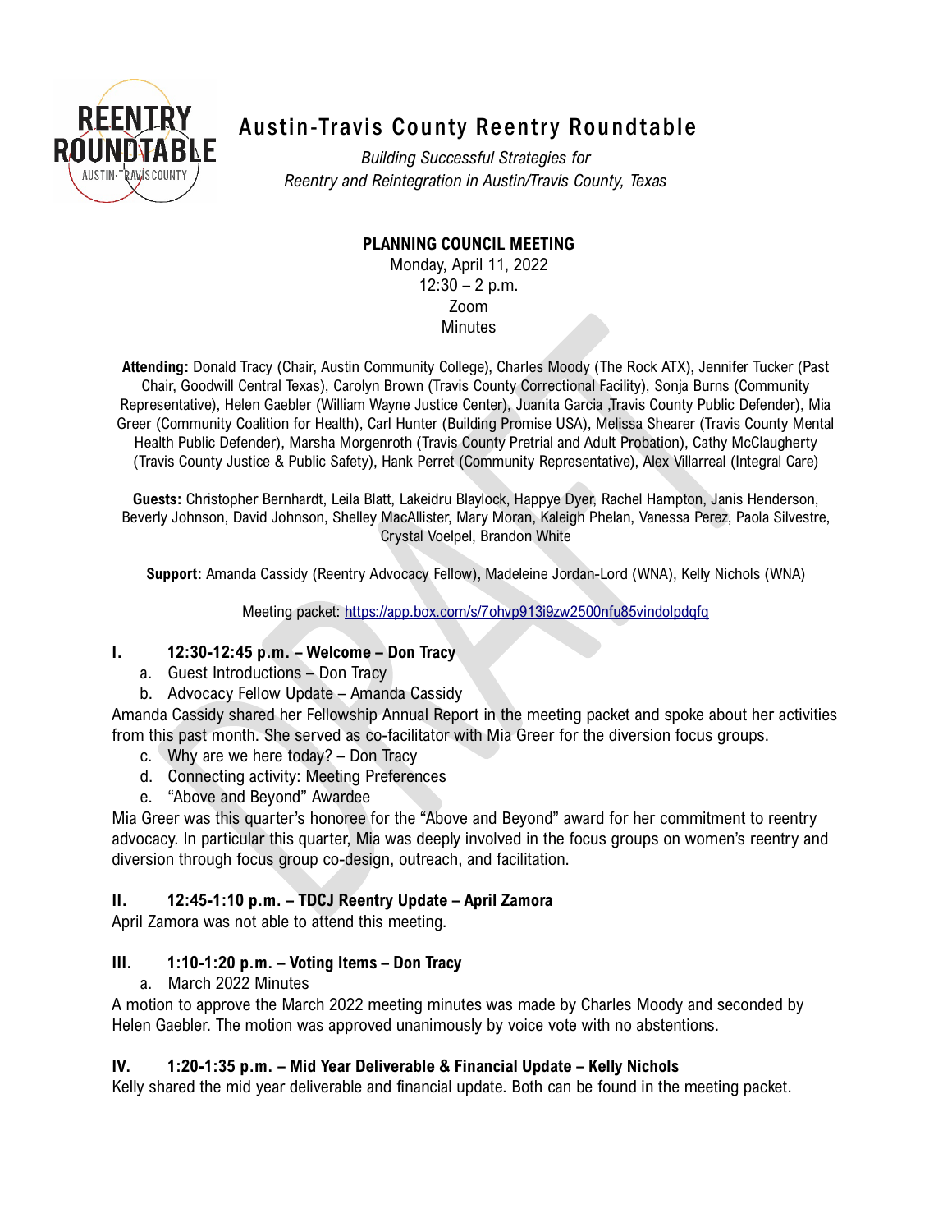# Austin-Travis County Reentry Roundtable

*Building Successful Strategies for Reentry and Reintegration in Austin/Travis County, Texas*

**PLANNING COUNCIL MEETING**
Monday, April 11, 2022
12:30 – 2 p.m.
Zoom
Minutes

**Attending:** Donald Tracy (Chair, Austin Community College), Charles Moody (The Rock ATX), Jennifer Tucker (Past Chair, Goodwill Central Texas), Carolyn Brown (Travis County Correctional Facility), Sonja Burns (Community Representative), Helen Gaebler (William Wayne Justice Center), Juanita Garcia ,Travis County Public Defender), Mia Greer (Community Coalition for Health), Carl Hunter (Building Promise USA), Melissa Shearer (Travis County Mental Health Public Defender), Marsha Morgenroth (Travis County Pretrial and Adult Probation), Cathy McClaugherty (Travis County Justice & Public Safety), Hank Perret (Community Representative), Alex Villarreal (Integral Care)

**Guests:** Christopher Bernhardt, Leila Blatt, Lakeidru Blaylock, Happye Dyer, Rachel Hampton, Janis Henderson, Beverly Johnson, David Johnson, Shelley MacAllister, Mary Moran, Kaleigh Phelan, Vanessa Perez, Paola Silvestre, Crystal Voelpel, Brandon White

**Support:** Amanda Cassidy (Reentry Advocacy Fellow), Madeleine Jordan-Lord (WNA), Kelly Nichols (WNA)

Meeting packet: https://app.box.com/s/7ohvp913i9zw2500nfu85vindolpdqfq

## I. 12:30-12:45 p.m. – Welcome – Don Tracy

a. Guest Introductions – Don Tracy
b. Advocacy Fellow Update – Amanda Cassidy

Amanda Cassidy shared her Fellowship Annual Report in the meeting packet and spoke about her activities from this past month. She served as co-facilitator with Mia Greer for the diversion focus groups.

c. Why are we here today? – Don Tracy
d. Connecting activity: Meeting Preferences
e. "Above and Beyond" Awardee

Mia Greer was this quarter's honoree for the "Above and Beyond" award for her commitment to reentry advocacy. In particular this quarter, Mia was deeply involved in the focus groups on women's reentry and diversion through focus group co-design, outreach, and facilitation.

## II. 12:45-1:10 p.m. – TDCJ Reentry Update – April Zamora

April Zamora was not able to attend this meeting.

## III. 1:10-1:20 p.m. – Voting Items – Don Tracy

a. March 2022 Minutes

A motion to approve the March 2022 meeting minutes was made by Charles Moody and seconded by Helen Gaebler. The motion was approved unanimously by voice vote with no abstentions.

## IV. 1:20-1:35 p.m. – Mid Year Deliverable & Financial Update – Kelly Nichols

Kelly shared the mid year deliverable and financial update. Both can be found in the meeting packet.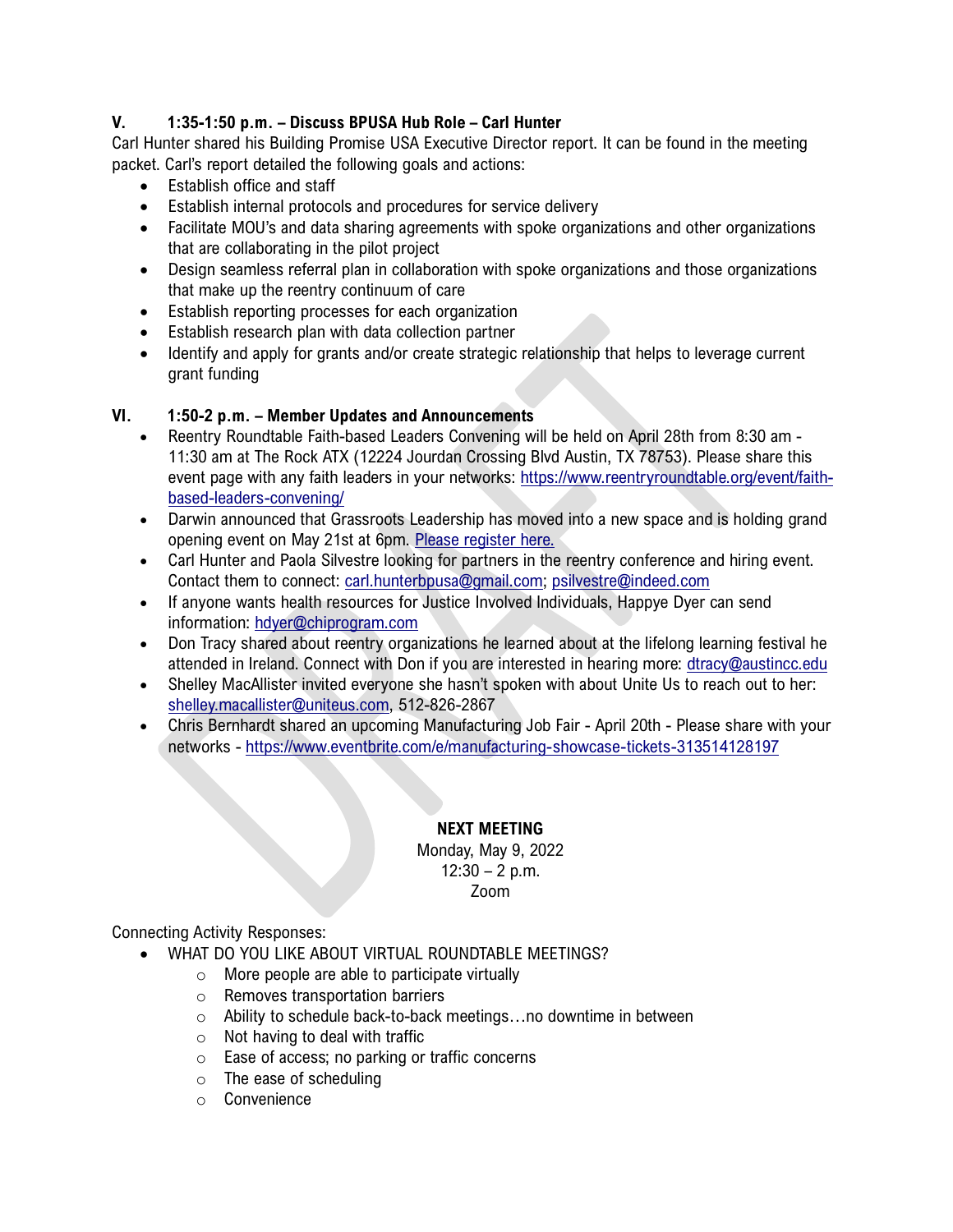## V. 1:35-1:50 p.m. – Discuss BPUSA Hub Role – Carl Hunter

Carl Hunter shared his Building Promise USA Executive Director report. It can be found in the meeting packet. Carl's report detailed the following goals and actions:

- Establish office and staff
- Establish internal protocols and procedures for service delivery
- Facilitate MOU's and data sharing agreements with spoke organizations and other organizations that are collaborating in the pilot project
- Design seamless referral plan in collaboration with spoke organizations and those organizations that make up the reentry continuum of care
- Establish reporting processes for each organization
- Establish research plan with data collection partner
- Identify and apply for grants and/or create strategic relationship that helps to leverage current grant funding

## VI. 1:50-2 p.m. – Member Updates and Announcements

- Reentry Roundtable Faith-based Leaders Convening will be held on April 28th from 8:30 am - 11:30 am at The Rock ATX (12224 Jourdan Crossing Blvd Austin, TX 78753). Please share this event page with any faith leaders in your networks: https://www.reentryroundtable.org/event/faith-based-leaders-convening/
- Darwin announced that Grassroots Leadership has moved into a new space and is holding grand opening event on May 21st at 6pm. Please register here.
- Carl Hunter and Paola Silvestre looking for partners in the reentry conference and hiring event. Contact them to connect: carl.hunterbpusa@gmail.com; psilvestre@indeed.com
- If anyone wants health resources for Justice Involved Individuals, Happye Dyer can send information: hdyer@chiprogram.com
- Don Tracy shared about reentry organizations he learned about at the lifelong learning festival he attended in Ireland. Connect with Don if you are interested in hearing more: dtracy@austincc.edu
- Shelley MacAllister invited everyone she hasn't spoken with about Unite Us to reach out to her: shelley.macallister@uniteus.com, 512-826-2867
- Chris Bernhardt shared an upcoming Manufacturing Job Fair - April 20th - Please share with your networks - https://www.eventbrite.com/e/manufacturing-showcase-tickets-313514128197

**NEXT MEETING**

Monday, May 9, 2022
12:30 – 2 p.m.
Zoom

Connecting Activity Responses:

- WHAT DO YOU LIKE ABOUT VIRTUAL ROUNDTABLE MEETINGS?
  - More people are able to participate virtually
  - Removes transportation barriers
  - Ability to schedule back-to-back meetings…no downtime in between
  - Not having to deal with traffic
  - Ease of access; no parking or traffic concerns
  - The ease of scheduling
  - Convenience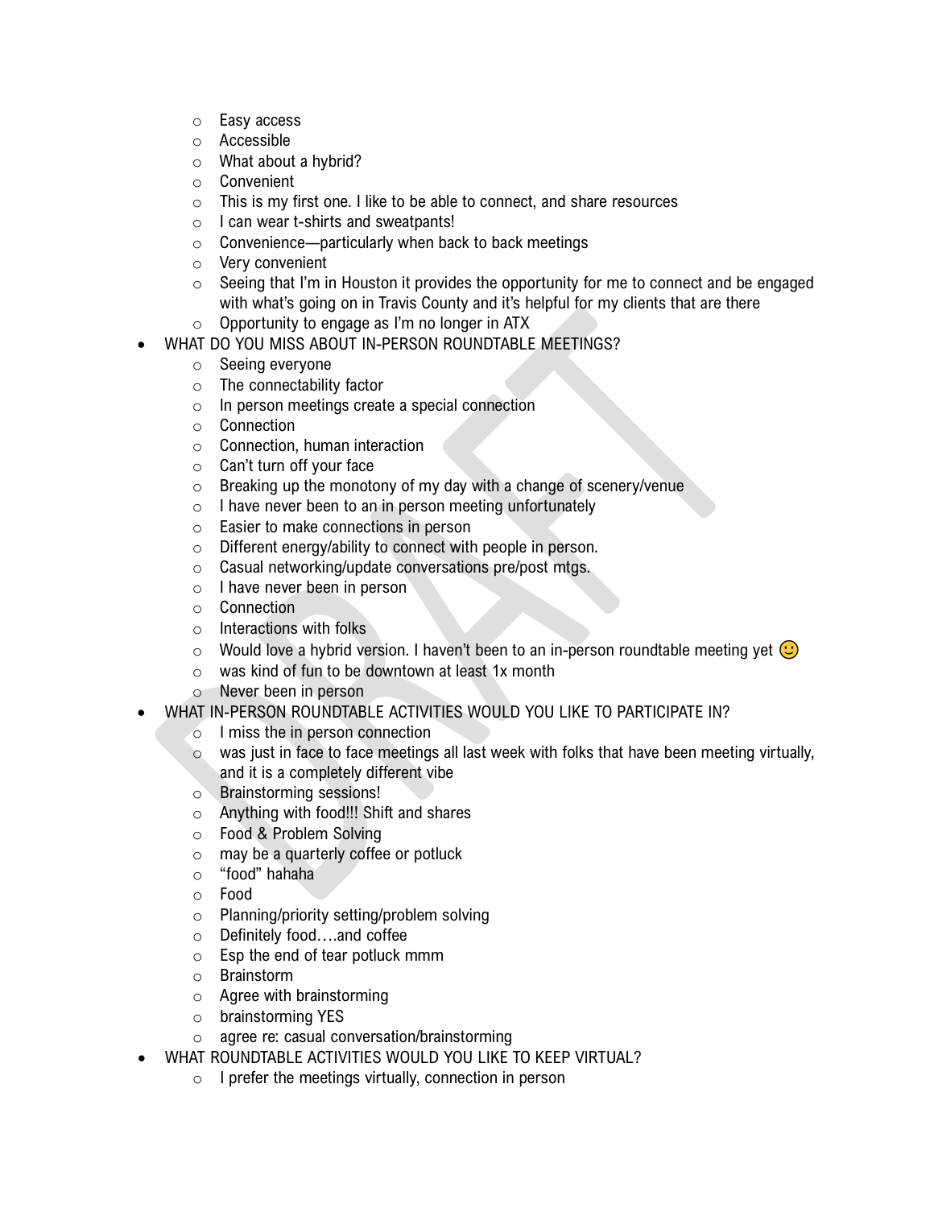- Easy access
    - Accessible
    - What about a hybrid?
    - Convenient
    - This is my first one. I like to be able to connect, and share resources
    - I can wear t-shirts and sweatpants!
    - Convenience—particularly when back to back meetings
    - Very convenient
    - Seeing that I'm in Houston it provides the opportunity for me to connect and be engaged with what's going on in Travis County and it's helpful for my clients that are there
    - Opportunity to engage as I'm no longer in ATX
- WHAT DO YOU MISS ABOUT IN-PERSON ROUNDTABLE MEETINGS?
    - Seeing everyone
    - The connectability factor
    - In person meetings create a special connection
    - Connection
    - Connection, human interaction
    - Can't turn off your face
    - Breaking up the monotony of my day with a change of scenery/venue
    - I have never been to an in person meeting unfortunately
    - Easier to make connections in person
    - Different energy/ability to connect with people in person.
    - Casual networking/update conversations pre/post mtgs.
    - I have never been in person
    - Connection
    - Interactions with folks
    - Would love a hybrid version. I haven't been to an in-person roundtable meeting yet 🙂
    - was kind of fun to be downtown at least 1x month
    - Never been in person
- WHAT IN-PERSON ROUNDTABLE ACTIVITIES WOULD YOU LIKE TO PARTICIPATE IN?
    - I miss the in person connection
    - was just in face to face meetings all last week with folks that have been meeting virtually, and it is a completely different vibe
    - Brainstorming sessions!
    - Anything with food!!! Shift and shares
    - Food & Problem Solving
    - may be a quarterly coffee or potluck
    - "food" hahaha
    - Food
    - Planning/priority setting/problem solving
    - Definitely food….and coffee
    - Esp the end of tear potluck mmm
    - Brainstorm
    - Agree with brainstorming
    - brainstorming YES
    - agree re: casual conversation/brainstorming
- WHAT ROUNDTABLE ACTIVITIES WOULD YOU LIKE TO KEEP VIRTUAL?
    - I prefer the meetings virtually, connection in person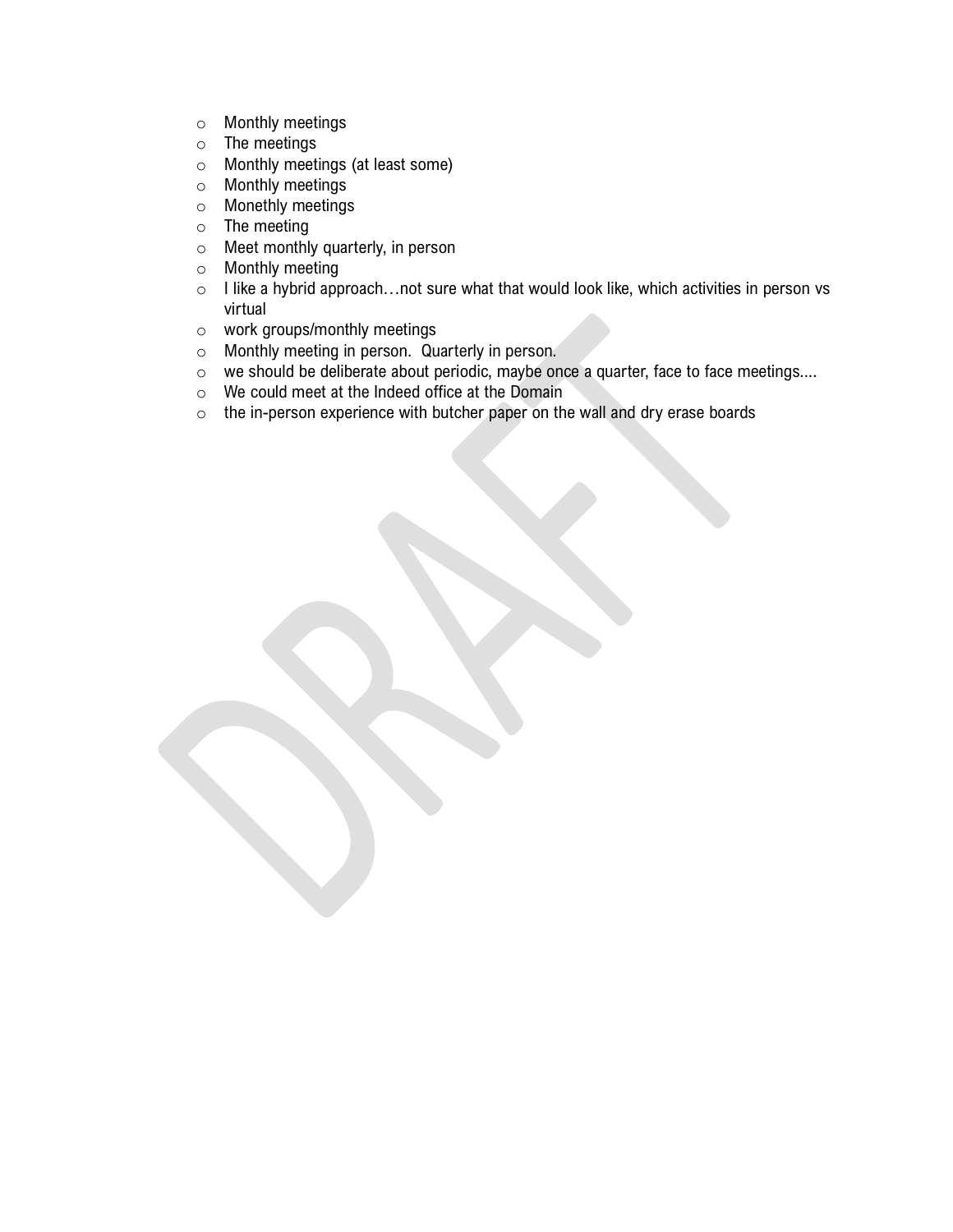- Monthly meetings
- The meetings
- Monthly meetings (at least some)
- Monthly meetings
- Monethly meetings
- The meeting
- Meet monthly quarterly, in person
- Monthly meeting
- I like a hybrid approach…not sure what that would look like, which activities in person vs virtual
- work groups/monthly meetings
- Monthly meeting in person.  Quarterly in person.
- we should be deliberate about periodic, maybe once a quarter, face to face meetings....
- We could meet at the Indeed office at the Domain
- the in-person experience with butcher paper on the wall and dry erase boards